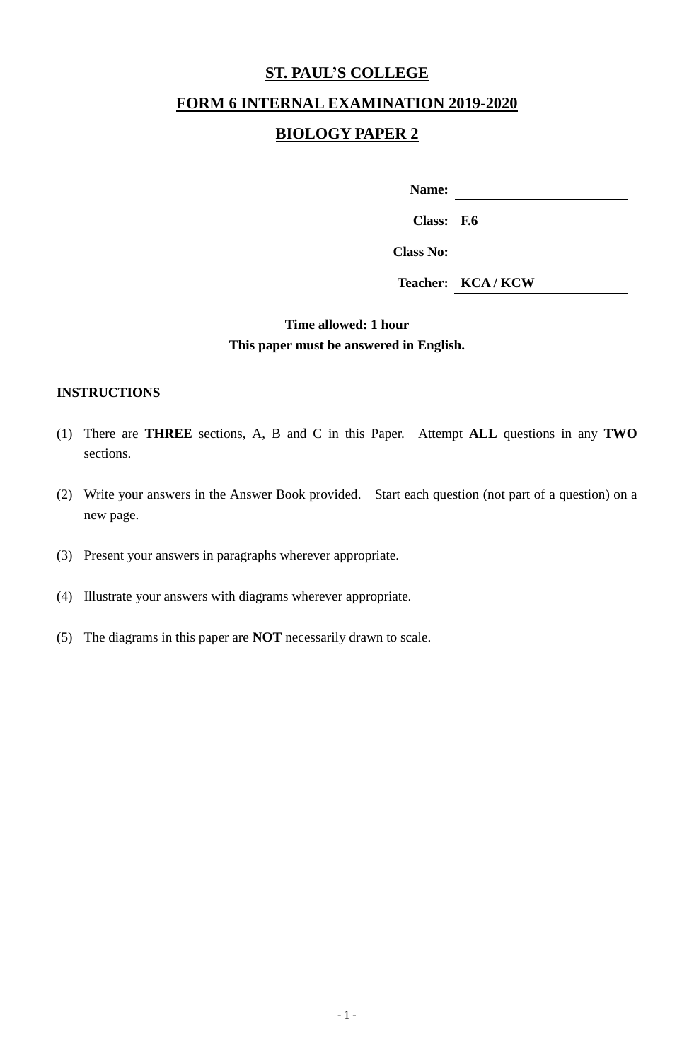# ST. PAUL'S COLLEGE

## FORM 6 INTERNAL EXAMINATION 2019-2020

## BIOLOGY PAPER 2

**Name:** ____________________

**Class:** **F.6** ____________________

**Class No:** ____________________

**Teacher:** **KCA / KCW** ____________________

**Time allowed: 1 hour**

**This paper must be answered in English.**

**INSTRUCTIONS**

(1) There are **THREE** sections, A, B and C in this Paper. Attempt **ALL** questions in any **TWO** sections.

(2) Write your answers in the Answer Book provided. Start each question (not part of a question) on a new page.

(3) Present your answers in paragraphs wherever appropriate.

(4) Illustrate your answers with diagrams wherever appropriate.

(5) The diagrams in this paper are **NOT** necessarily drawn to scale.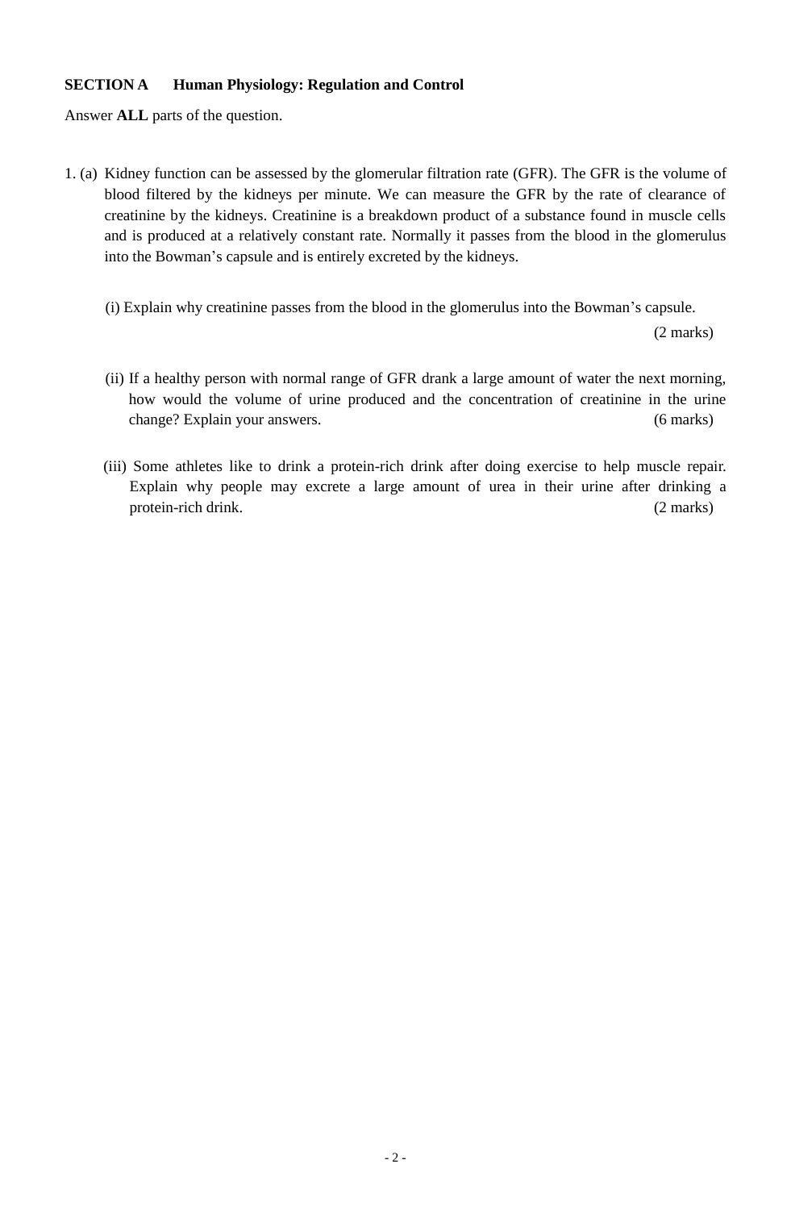**SECTION A Human Physiology: Regulation and Control**

Answer **ALL** parts of the question.

1. (a) Kidney function can be assessed by the glomerular filtration rate (GFR). The GFR is the volume of blood filtered by the kidneys per minute. We can measure the GFR by the rate of clearance of creatinine by the kidneys. Creatinine is a breakdown product of a substance found in muscle cells and is produced at a relatively constant rate. Normally it passes from the blood in the glomerulus into the Bowman's capsule and is entirely excreted by the kidneys.

   (i) Explain why creatinine passes from the blood in the glomerulus into the Bowman's capsule. (2 marks)

   (ii) If a healthy person with normal range of GFR drank a large amount of water the next morning, how would the volume of urine produced and the concentration of creatinine in the urine change? Explain your answers. (6 marks)

   (iii) Some athletes like to drink a protein-rich drink after doing exercise to help muscle repair. Explain why people may excrete a large amount of urea in their urine after drinking a protein-rich drink. (2 marks)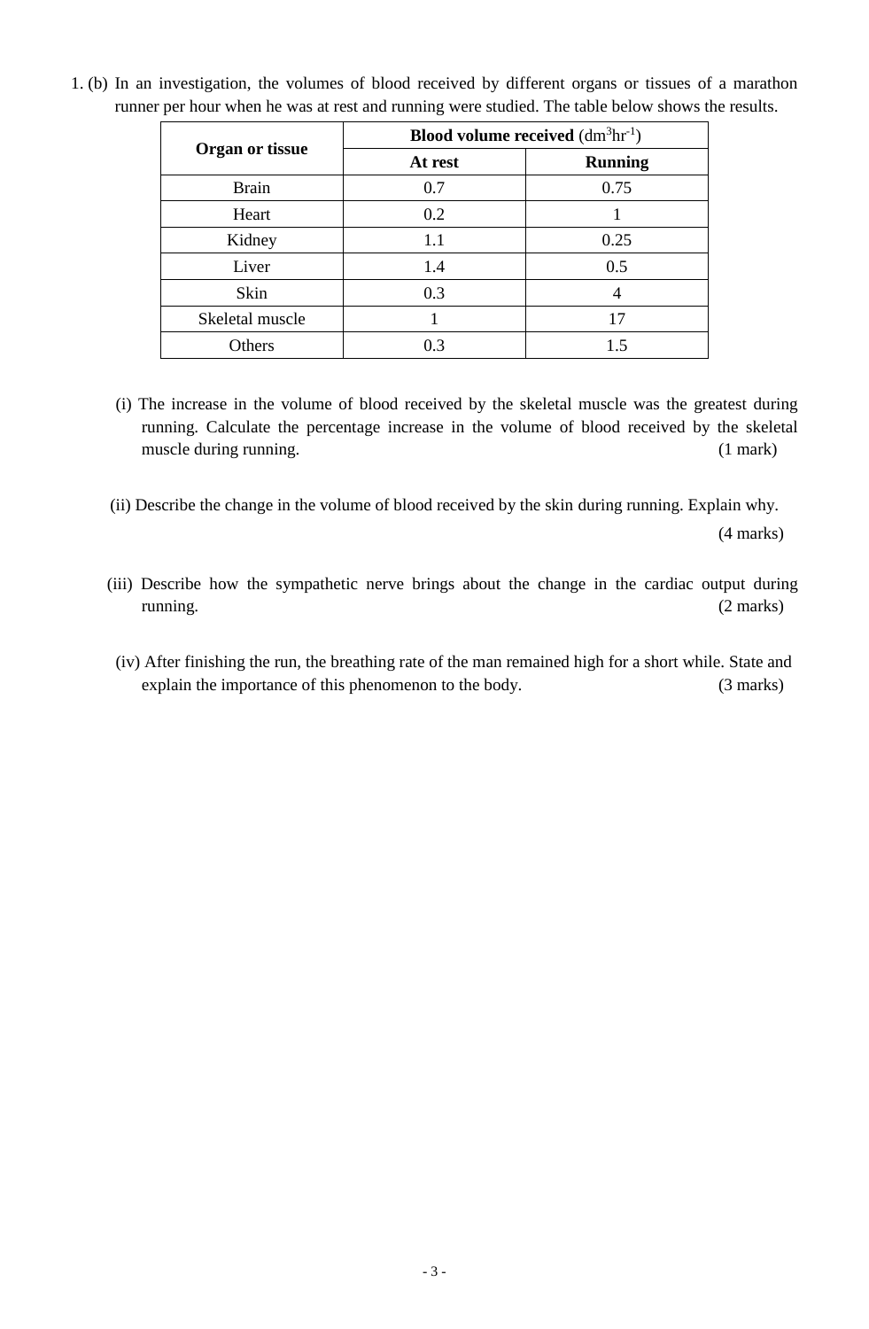1. (b) In an investigation, the volumes of blood received by different organs or tissues of a marathon runner per hour when he was at rest and running were studied. The table below shows the results.

| Organ or tissue | Blood volume received ($dm^3hr^{-1}$) | |
|---|---|---|
| | **At rest** | **Running** |
| Brain | 0.7 | 0.75 |
| Heart | 0.2 | 1 |
| Kidney | 1.1 | 0.25 |
| Liver | 1.4 | 0.5 |
| Skin | 0.3 | 4 |
| Skeletal muscle | 1 | 17 |
| Others | 0.3 | 1.5 |

(i) The increase in the volume of blood received by the skeletal muscle was the greatest during running. Calculate the percentage increase in the volume of blood received by the skeletal muscle during running. (1 mark)

(ii) Describe the change in the volume of blood received by the skin during running. Explain why. (4 marks)

(iii) Describe how the sympathetic nerve brings about the change in the cardiac output during running. (2 marks)

(iv) After finishing the run, the breathing rate of the man remained high for a short while. State and explain the importance of this phenomenon to the body. (3 marks)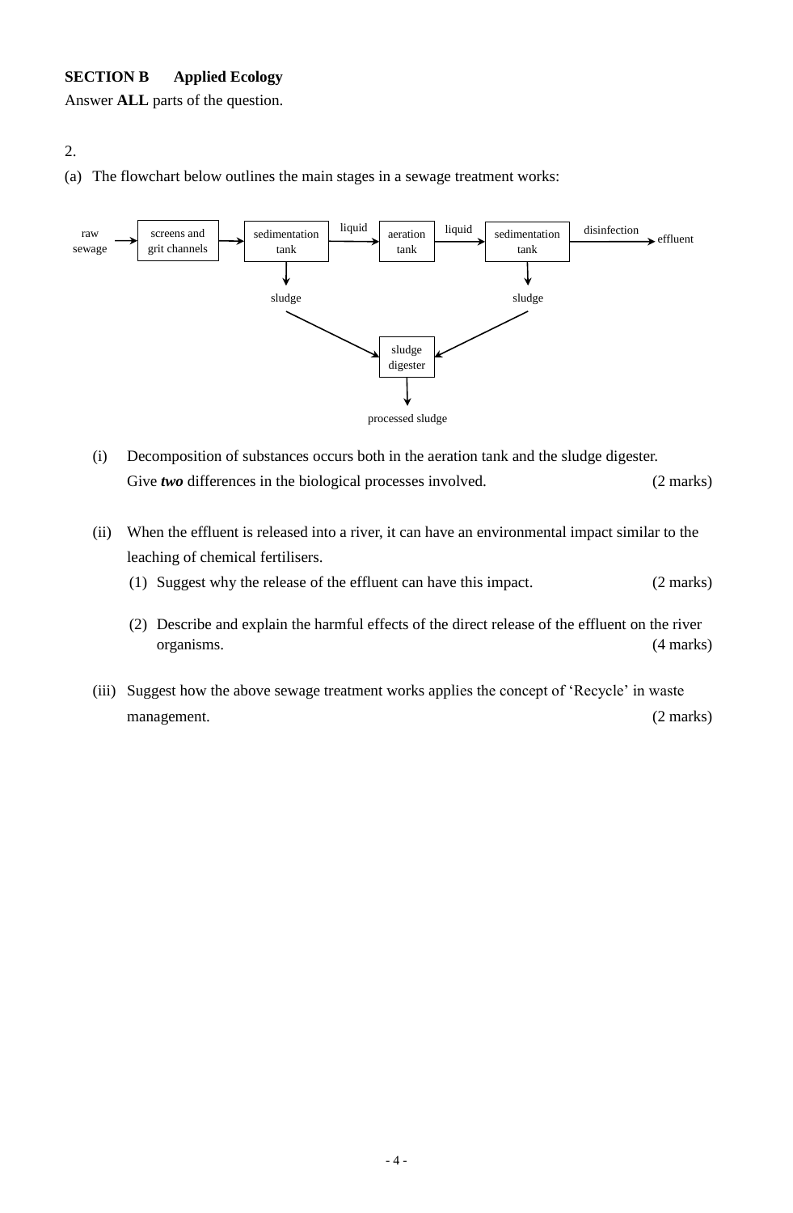**SECTION B Applied Ecology**

Answer **ALL** parts of the question.

2.

(a) The flowchart below outlines the main stages in a sewage treatment works:

```
raw sewage → screens and grit channels → sedimentation tank --liquid--> aeration tank --liquid--> sedimentation tank --disinfection--> effluent
                                              ↓                                                          ↓
                                            sludge                                                     sludge
                                                   ↘                                                 ↙
                                                                    sludge digester
                                                                          ↓
                                                                   processed sludge
```

(i) Decomposition of substances occurs both in the aeration tank and the sludge digester. Give ***two*** differences in the biological processes involved. (2 marks)

(ii) When the effluent is released into a river, it can have an environmental impact similar to the leaching of chemical fertilisers.

(1) Suggest why the release of the effluent can have this impact. (2 marks)

(2) Describe and explain the harmful effects of the direct release of the effluent on the river organisms. (4 marks)

(iii) Suggest how the above sewage treatment works applies the concept of 'Recycle' in waste management. (2 marks)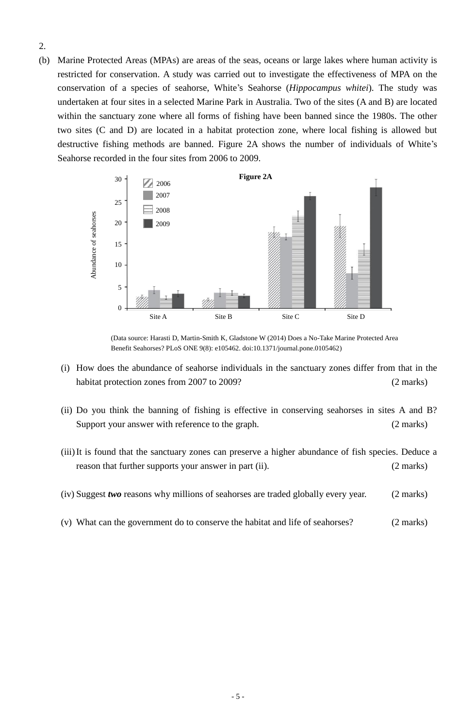2.

(b) Marine Protected Areas (MPAs) are areas of the seas, oceans or large lakes where human activity is restricted for conservation. A study was carried out to investigate the effectiveness of MPA on the conservation of a species of seahorse, White's Seahorse (*Hippocampus whitei*). The study was undertaken at four sites in a selected Marine Park in Australia. Two of the sites (A and B) are located within the sanctuary zone where all forms of fishing have been banned since the 1980s. The other two sites (C and D) are located in a habitat protection zone, where local fishing is allowed but destructive fishing methods are banned. Figure 2A shows the number of individuals of White's Seahorse recorded in the four sites from 2006 to 2009.

**Figure 2A**

(Data source: Harasti D, Martin-Smith K, Gladstone W (2014) Does a No-Take Marine Protected Area Benefit Seahorses? PLoS ONE 9(8): e105462. doi:10.1371/journal.pone.0105462)

(i) How does the abundance of seahorse individuals in the sanctuary zones differ from that in the habitat protection zones from 2007 to 2009? (2 marks)

(ii) Do you think the banning of fishing is effective in conserving seahorses in sites A and B? Support your answer with reference to the graph. (2 marks)

(iii) It is found that the sanctuary zones can preserve a higher abundance of fish species. Deduce a reason that further supports your answer in part (ii). (2 marks)

(iv) Suggest ***two*** reasons why millions of seahorses are traded globally every year. (2 marks)

(v) What can the government do to conserve the habitat and life of seahorses? (2 marks)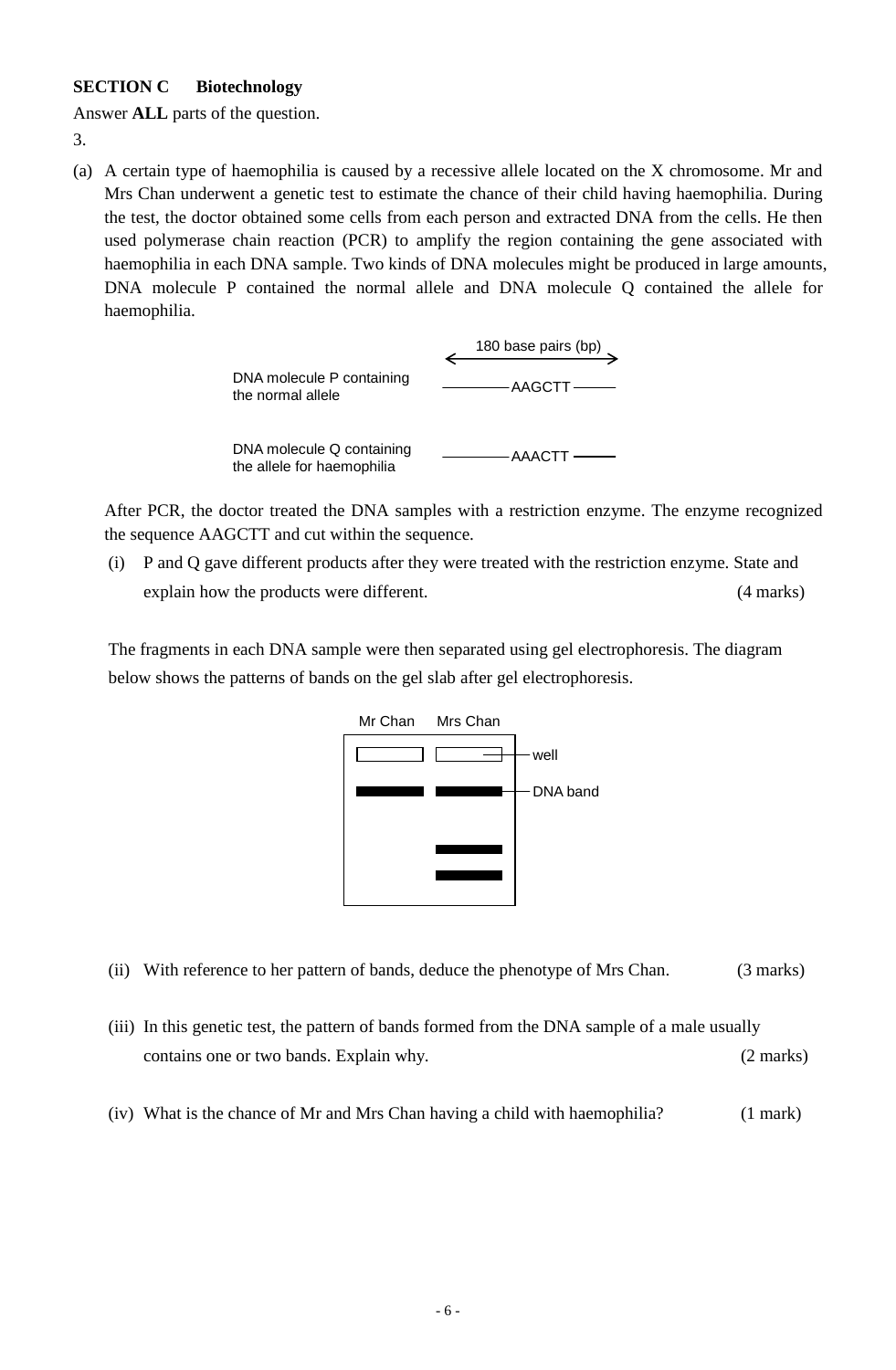**SECTION C　Biotechnology**

Answer **ALL** parts of the question.

3.

(a) A certain type of haemophilia is caused by a recessive allele located on the X chromosome. Mr and Mrs Chan underwent a genetic test to estimate the chance of their child having haemophilia. During the test, the doctor obtained some cells from each person and extracted DNA from the cells. He then used polymerase chain reaction (PCR) to amplify the region containing the gene associated with haemophilia in each DNA sample. Two kinds of DNA molecules might be produced in large amounts, DNA molecule P contained the normal allele and DNA molecule Q contained the allele for haemophilia.

180 base pairs (bp)

DNA molecule P containing the normal allele ——AAGCTT——

DNA molecule Q containing the allele for haemophilia ——AAACTT——

After PCR, the doctor treated the DNA samples with a restriction enzyme. The enzyme recognized the sequence AAGCTT and cut within the sequence.

(i) P and Q gave different products after they were treated with the restriction enzyme. State and explain how the products were different. (4 marks)

The fragments in each DNA sample were then separated using gel electrophoresis. The diagram below shows the patterns of bands on the gel slab after gel electrophoresis.

Mr Chan　Mrs Chan

well

DNA band

(ii) With reference to her pattern of bands, deduce the phenotype of Mrs Chan. (3 marks)

(iii) In this genetic test, the pattern of bands formed from the DNA sample of a male usually contains one or two bands. Explain why. (2 marks)

(iv) What is the chance of Mr and Mrs Chan having a child with haemophilia? (1 mark)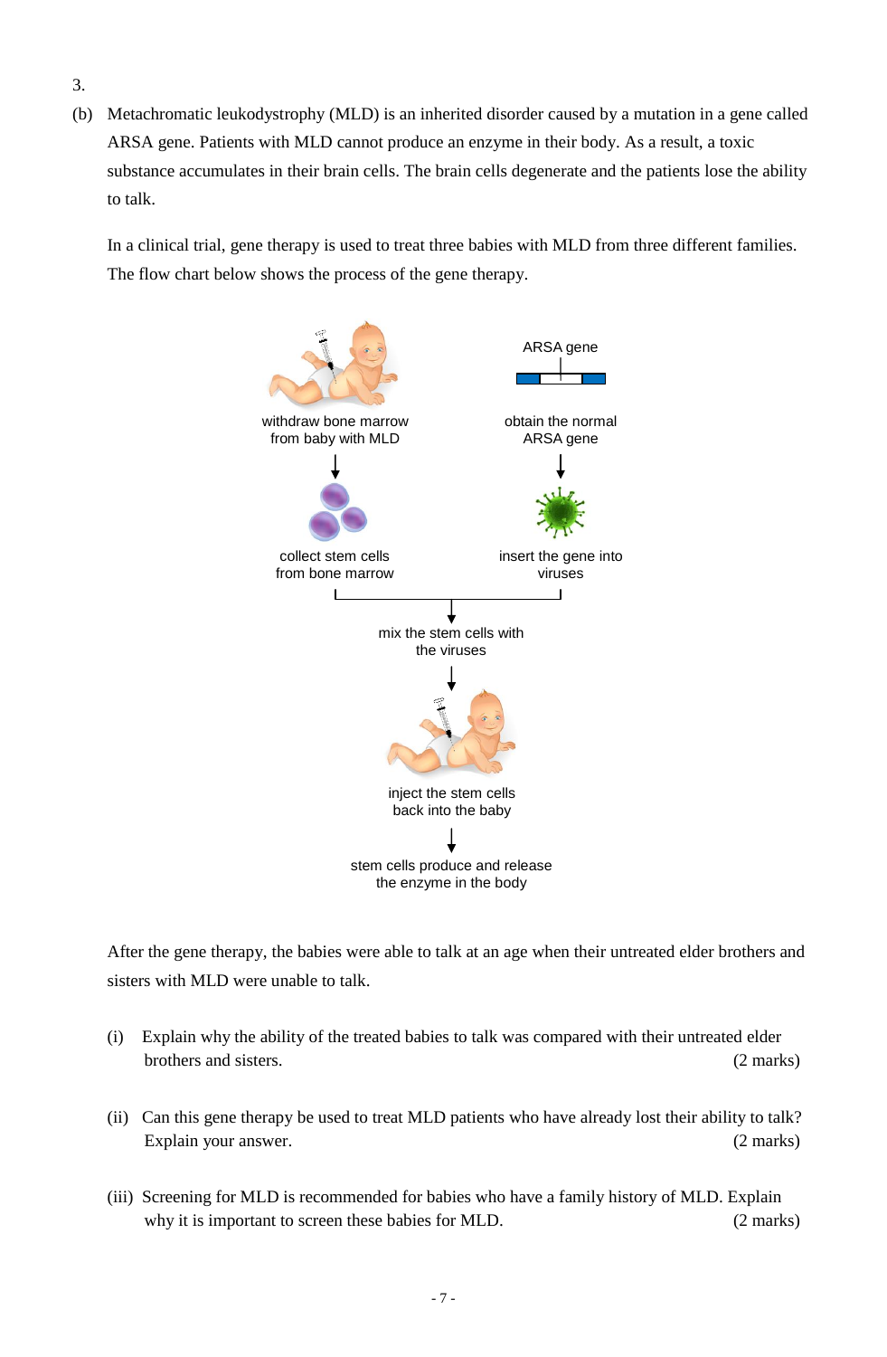3.

(b) Metachromatic leukodystrophy (MLD) is an inherited disorder caused by a mutation in a gene called ARSA gene. Patients with MLD cannot produce an enzyme in their body. As a result, a toxic substance accumulates in their brain cells. The brain cells degenerate and the patients lose the ability to talk.

In a clinical trial, gene therapy is used to treat three babies with MLD from three different families. The flow chart below shows the process of the gene therapy.

withdraw bone marrow from baby with MLD → collect stem cells from bone marrow

ARSA gene

obtain the normal ARSA gene → insert the gene into viruses

→ mix the stem cells with the viruses → inject the stem cells back into the baby → stem cells produce and release the enzyme in the body

After the gene therapy, the babies were able to talk at an age when their untreated elder brothers and sisters with MLD were unable to talk.

(i) Explain why the ability of the treated babies to talk was compared with their untreated elder brothers and sisters. (2 marks)

(ii) Can this gene therapy be used to treat MLD patients who have already lost their ability to talk? Explain your answer. (2 marks)

(iii) Screening for MLD is recommended for babies who have a family history of MLD. Explain why it is important to screen these babies for MLD. (2 marks)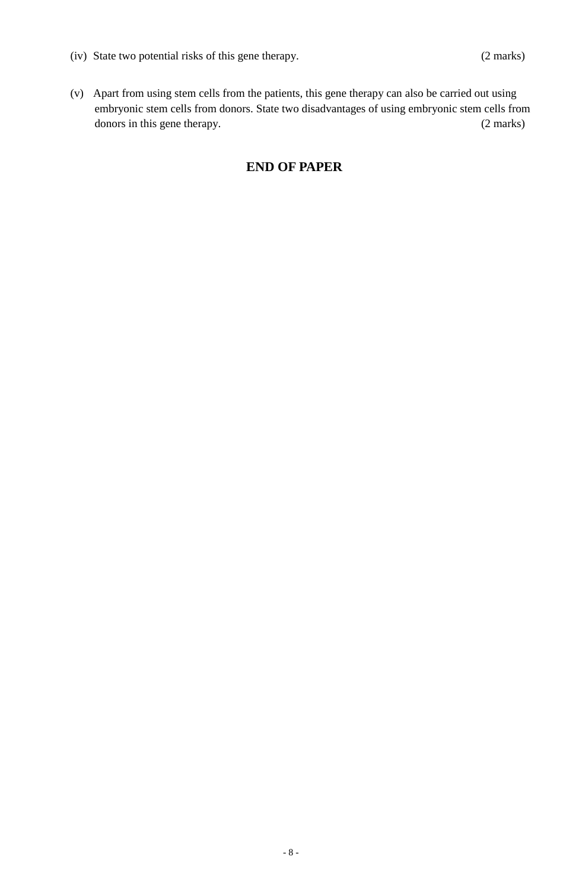(iv) State two potential risks of this gene therapy. (2 marks)

(v) Apart from using stem cells from the patients, this gene therapy can also be carried out using embryonic stem cells from donors. State two disadvantages of using embryonic stem cells from donors in this gene therapy. (2 marks)

**END OF PAPER**